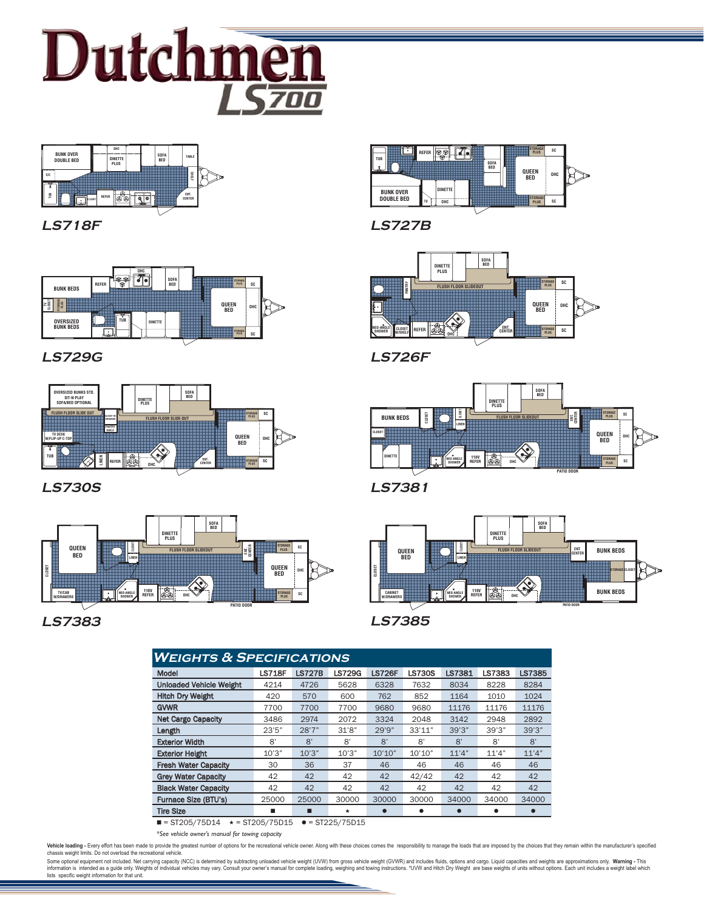# Dutchmen LS700

LS718F

LS727B

LS729G

LS726F

LS730S

LS7381

LS7383

LS7385

## Weights & Specifications

| Model | LS718F | LS727B | LS729G | LS726F | LS730S | LS7381 | LS7383 | LS7385 |
|---|---|---|---|---|---|---|---|---|
| Unloaded Vehicle Weight | 4214 | 4726 | 5628 | 6328 | 7632 | 8034 | 8228 | 8284 |
| Hitch Dry Weight | 420 | 570 | 600 | 762 | 852 | 1164 | 1010 | 1024 |
| GVWR | 7700 | 7700 | 7700 | 9680 | 9680 | 11176 | 11176 | 11176 |
| Net Cargo Capacity | 3486 | 2974 | 2072 | 3324 | 2048 | 3142 | 2948 | 2892 |
| Length | 23'5" | 28'7" | 31'8" | 29'9" | 33'11" | 39'3" | 39'3" | 39'3" |
| Exterior Width | 8' | 8' | 8' | 8' | 8' | 8' | 8' | 8' |
| Exterior Height | 10'3" | 10'3" | 10'3" | 10'10" | 10'10" | 11'4" | 11'4" | 11'4" |
| Fresh Water Capacity | 30 | 36 | 37 | 46 | 46 | 46 | 46 | 46 |
| Grey Water Capacity | 42 | 42 | 42 | 42 | 42/42 | 42 | 42 | 42 |
| Black Water Capacity | 42 | 42 | 42 | 42 | 42 | 42 | 42 | 42 |
| Furnace Size (BTU's) | 25000 | 25000 | 30000 | 30000 | 30000 | 34000 | 34000 | 34000 |
| Tire Size | ■ | ■ | ★ | ● | ● | ● | ● | ● |

■ = ST205/75D14 ★ = ST205/75D15 ● = ST225/75D15

*\*See vehicle owner's manual for towing capacity*

**Vehicle loading -** Every effort has been made to provide the greatest number of options for the recreational vehicle owner. Along with these choices comes the responsibility to manage the loads that are imposed by the choices that they remain within the manufacturer's specified chassis weight limits. Do not overload the recreational vehicle.

Some optional equipment not included. Net carrying capacity (NCC) is determined by subtracting unloaded vehicle weight (UVW) from gross vehicle weight (GVWR) and includes fluids, options and cargo. Liquid capacities and weights are approximations only. **Warning -** This information is intended as a guide only. Weights of individual vehicles may vary. Consult your owner's manual for complete loading, weighing and towing instructions. \*UVW and Hitch Dry Weight are base weights of units without options. Each unit includes a weight label which lists specific weight information for that unit.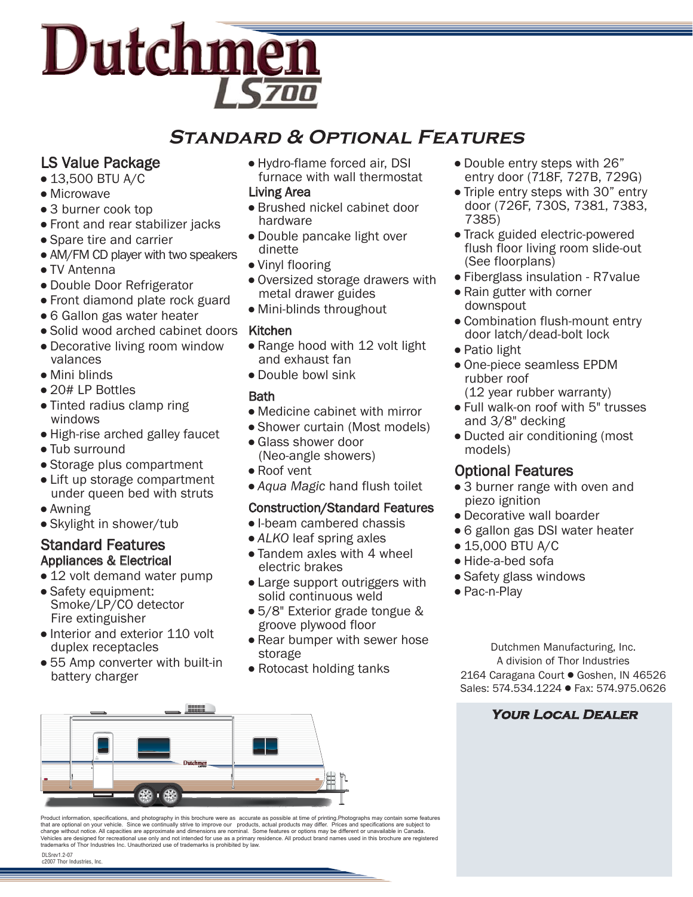# Dutchmen LS700

## Standard & Optional Features

### LS Value Package

- 13,500 BTU A/C
- Microwave
- 3 burner cook top
- Front and rear stabilizer jacks
- Spare tire and carrier
- AM/FM CD player with two speakers
- TV Antenna
- Double Door Refrigerator
- Front diamond plate rock guard
- 6 Gallon gas water heater
- Solid wood arched cabinet doors
- Decorative living room window valances
- Mini blinds
- 20# LP Bottles
- Tinted radius clamp ring windows
- High-rise arched galley faucet
- Tub surround
- Storage plus compartment
- Lift up storage compartment under queen bed with struts
- Awning
- Skylight in shower/tub

### Standard Features

#### Appliances & Electrical

- 12 volt demand water pump
- Safety equipment: Smoke/LP/CO detector Fire extinguisher
- Interior and exterior 110 volt duplex receptacles
- 55 Amp converter with built-in battery charger
- Hydro-flame forced air, DSI furnace with wall thermostat

#### Living Area

- Brushed nickel cabinet door hardware
- Double pancake light over dinette
- Vinyl flooring
- Oversized storage drawers with metal drawer guides
- Mini-blinds throughout

#### Kitchen

- Range hood with 12 volt light and exhaust fan
- Double bowl sink

#### Bath

- Medicine cabinet with mirror
- Shower curtain (Most models)
- Glass shower door (Neo-angle showers)
- Roof vent
- *Aqua Magic* hand flush toilet

#### Construction/Standard Features

- I-beam cambered chassis
- *ALKO* leaf spring axles
- Tandem axles with 4 wheel electric brakes
- Large support outriggers with solid continuous weld
- 5/8" Exterior grade tongue & groove plywood floor
- Rear bumper with sewer hose storage
- Rotocast holding tanks
- Double entry steps with 26" entry door (718F, 727B, 729G)
- Triple entry steps with 30" entry door (726F, 730S, 7381, 7383, 7385)
- Track guided electric-powered flush floor living room slide-out (See floorplans)
- Fiberglass insulation - R7value
- Rain gutter with corner downspout
- Combination flush-mount entry door latch/dead-bolt lock
- Patio light
- One-piece seamless EPDM rubber roof (12 year rubber warranty)
- Full walk-on roof with 5" trusses and 3/8" decking
- Ducted air conditioning (most models)

### Optional Features

- 3 burner range with oven and piezo ignition
- Decorative wall boarder
- 6 gallon gas DSI water heater
- 15,000 BTU A/C
- Hide-a-bed sofa
- Safety glass windows
- Pac-n-Play

Dutchmen Manufacturing, Inc.
A division of Thor Industries
2164 Caragana Court ● Goshen, IN 46526
Sales: 574.534.1224 ● Fax: 574.975.0626

**Your Local Dealer**

Product information, specifications, and photography in this brochure were as accurate as possible at time of printing.Photographs may contain some features that are optional on your vehicle. Since we continually strive to improve our products, actual products may differ. Prices and specifications are subject to change without notice. All capacities are approximate and dimensions are nominal. Some features or options may be different or unavailable in Canada. Vehicles are designed for recreational use only and not intended for use as a primary residence. All product brand names used in this brochure are registered trademarks of Thor Industries Inc. Unauthorized use of trademarks is prohibited by law.

DLSrev1.2-07
c2007 Thor Industries, Inc.